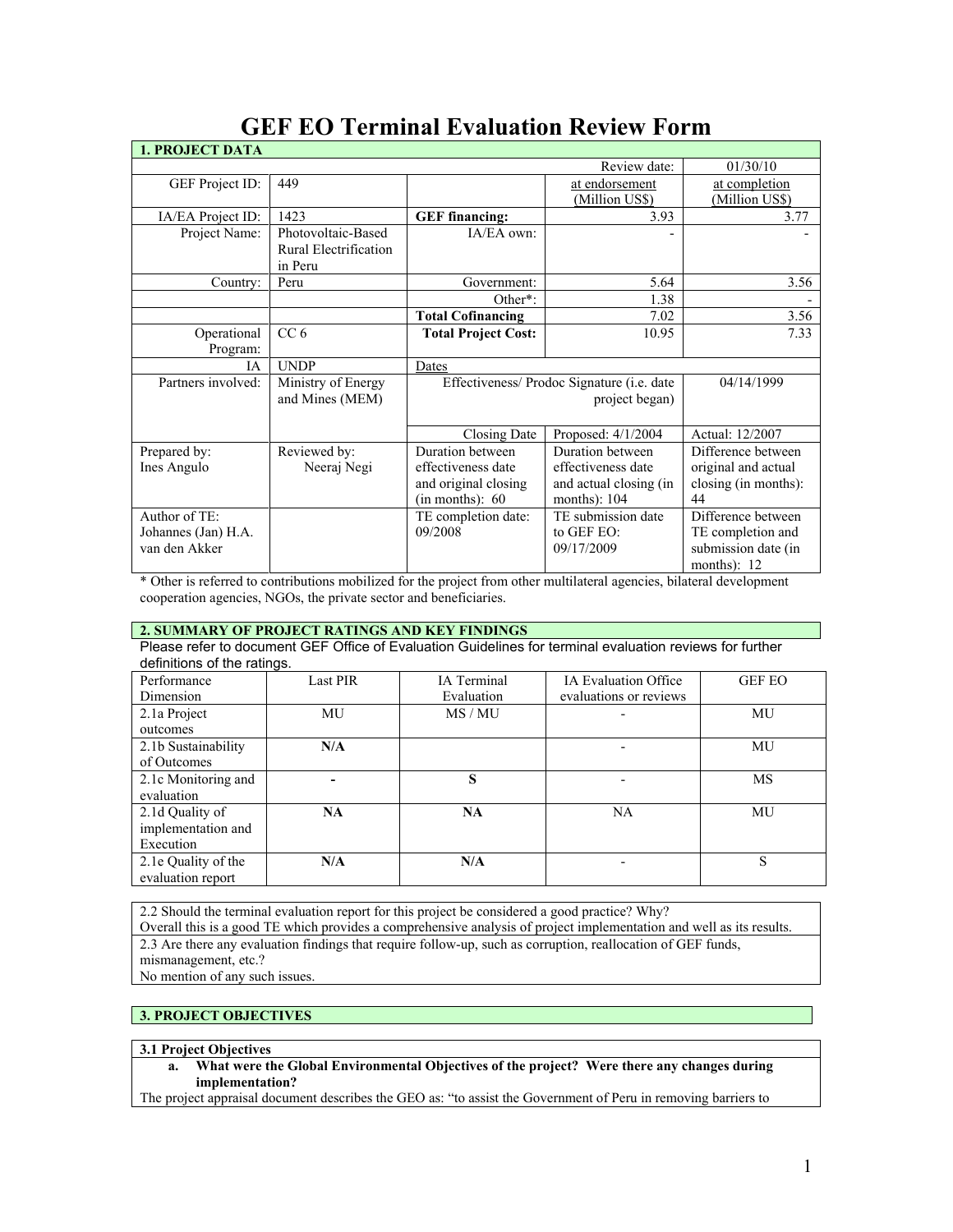# GEF EO Terminal Evaluation Review Form

| 1. PROJECT DATA | | | | |
|---|---|---|---|---|
| | | | Review date: | 01/30/10 |
| GEF Project ID: | 449 | | at endorsement (Million US$) | at completion (Million US$) |
| IA/EA Project ID: | 1423 | **GEF financing:** | 3.93 | 3.77 |
| Project Name: | Photovoltaic-Based Rural Electrification in Peru | IA/EA own: | - | - |
| Country: | Peru | Government: | 5.64 | 3.56 |
| | | Other*: | 1.38 | - |
| | | **Total Cofinancing** | 7.02 | 3.56 |
| Operational Program: | CC 6 | **Total Project Cost:** | 10.95 | 7.33 |
| IA | UNDP | Dates | | |
| Partners involved: | Ministry of Energy and Mines (MEM) | Effectiveness/ Prodoc Signature (i.e. date project began) | | 04/14/1999 |
| | | Closing Date | Proposed: 4/1/2004 | Actual: 12/2007 |
| Prepared by: Ines Angulo | Reviewed by: Neeraj Negi | Duration between effectiveness date and original closing (in months): 60 | Duration between effectiveness date and actual closing (in months): 104 | Difference between original and actual closing (in months): 44 |
| Author of TE: Johannes (Jan) H.A. van den Akker | | TE completion date: 09/2008 | TE submission date to GEF EO: 09/17/2009 | Difference between TE completion and submission date (in months): 12 |

\* Other is referred to contributions mobilized for the project from other multilateral agencies, bilateral development cooperation agencies, NGOs, the private sector and beneficiaries.

## 2. SUMMARY OF PROJECT RATINGS AND KEY FINDINGS

Please refer to document GEF Office of Evaluation Guidelines for terminal evaluation reviews for further definitions of the ratings.

| Performance Dimension | Last PIR | IA Terminal Evaluation | IA Evaluation Office evaluations or reviews | GEF EO |
|---|---|---|---|---|
| 2.1a Project outcomes | MU | MS / MU | - | MU |
| 2.1b Sustainability of Outcomes | **N/A** | | - | MU |
| 2.1c Monitoring and evaluation | **-** | **S** | - | MS |
| 2.1d Quality of implementation and Execution | **NA** | **NA** | NA | MU |
| 2.1e Quality of the evaluation report | **N/A** | **N/A** | - | S |

2.2 Should the terminal evaluation report for this project be considered a good practice? Why?
Overall this is a good TE which provides a comprehensive analysis of project implementation and well as its results.

2.3 Are there any evaluation findings that require follow-up, such as corruption, reallocation of GEF funds, mismanagement, etc.?
No mention of any such issues.

## 3. PROJECT OBJECTIVES

### 3.1 Project Objectives

**a. What were the Global Environmental Objectives of the project? Were there any changes during implementation?**

The project appraisal document describes the GEO as: "to assist the Government of Peru in removing barriers to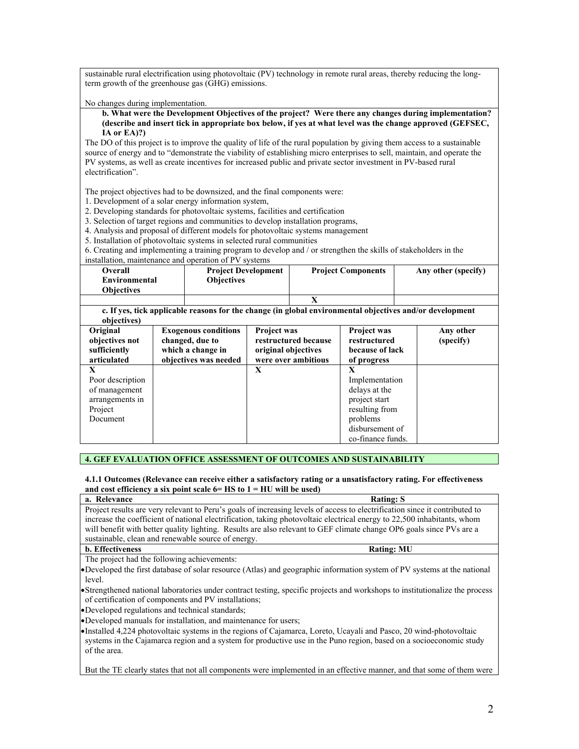sustainable rural electrification using photovoltaic (PV) technology in remote rural areas, thereby reducing the long-term growth of the greenhouse gas (GHG) emissions.

No changes during implementation.

**b. What were the Development Objectives of the project? Were there any changes during implementation? (describe and insert tick in appropriate box below, if yes at what level was the change approved (GEFSEC, IA or EA)?)**

The DO of this project is to improve the quality of life of the rural population by giving them access to a sustainable source of energy and to "demonstrate the viability of establishing micro enterprises to sell, maintain, and operate the PV systems, as well as create incentives for increased public and private sector investment in PV-based rural electrification".

The project objectives had to be downsized, and the final components were:

1. Development of a solar energy information system,
2. Developing standards for photovoltaic systems, facilities and certification
3. Selection of target regions and communities to develop installation programs,
4. Analysis and proposal of different models for photovoltaic systems management
5. Installation of photovoltaic systems in selected rural communities
6. Creating and implementing a training program to develop and / or strengthen the skills of stakeholders in the installation, maintenance and operation of PV systems

| Overall Environmental Objectives | Project Development Objectives | Project Components | Any other (specify) |
|---|---|---|---|
| | | X | |

**c. If yes, tick applicable reasons for the change (in global environmental objectives and/or development objectives)**

| Original objectives not sufficiently articulated | Exogenous conditions changed, due to which a change in objectives was needed | Project was restructured because original objectives were over ambitious | Project was restructured because of lack of progress | Any other (specify) |
|---|---|---|---|---|
| X<br>Poor description of management arrangements in Project Document | | X | X<br>Implementation delays at the project start resulting from problems disbursement of co-finance funds. | |

## 4. GEF EVALUATION OFFICE ASSESSMENT OF OUTCOMES AND SUSTAINABILITY

**4.1.1 Outcomes (Relevance can receive either a satisfactory rating or a unsatisfactory rating. For effectiveness and cost efficiency a six point scale 6= HS to 1 = HU will be used)**

**a. Relevance** — **Rating: S**

Project results are very relevant to Peru's goals of increasing levels of access to electrification since it contributed to increase the coefficient of national electrification, taking photovoltaic electrical energy to 22,500 inhabitants, whom will benefit with better quality lighting. Results are also relevant to GEF climate change OP6 goals since PVs are a sustainable, clean and renewable source of energy.

**b. Effectiveness** — **Rating: MU**

The project had the following achievements:

- Developed the first database of solar resource (Atlas) and geographic information system of PV systems at the national level.
- Strengthened national laboratories under contract testing, specific projects and workshops to institutionalize the process of certification of components and PV installations;
- Developed regulations and technical standards;
- Developed manuals for installation, and maintenance for users;
- Installed 4,224 photovoltaic systems in the regions of Cajamarca, Loreto, Ucayali and Pasco, 20 wind-photovoltaic systems in the Cajamarca region and a system for productive use in the Puno region, based on a socioeconomic study of the area.

But the TE clearly states that not all components were implemented in an effective manner, and that some of them were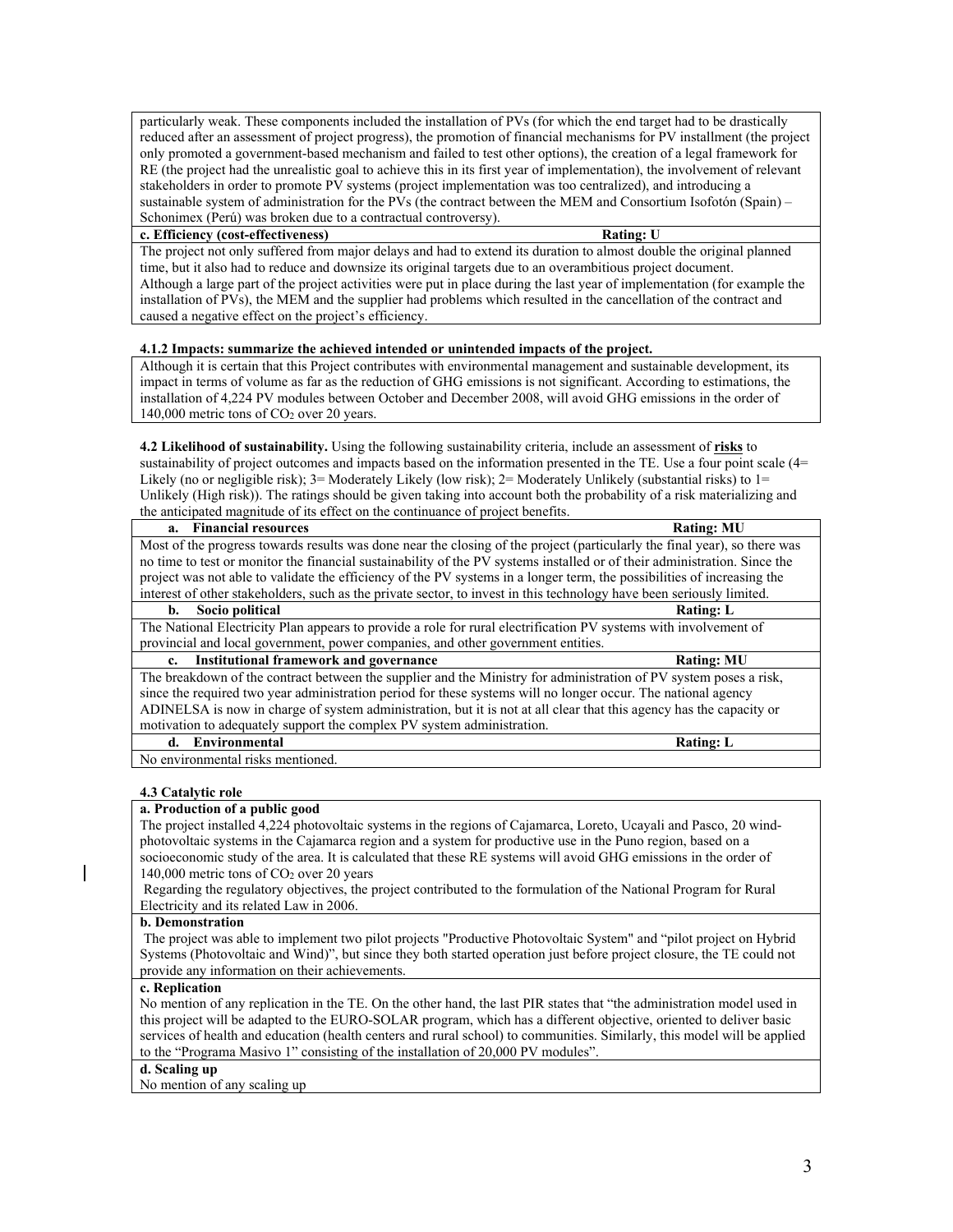particularly weak. These components included the installation of PVs (for which the end target had to be drastically reduced after an assessment of project progress), the promotion of financial mechanisms for PV installment (the project only promoted a government-based mechanism and failed to test other options), the creation of a legal framework for RE (the project had the unrealistic goal to achieve this in its first year of implementation), the involvement of relevant stakeholders in order to promote PV systems (project implementation was too centralized), and introducing a sustainable system of administration for the PVs (the contract between the MEM and Consortium Isofotón (Spain) – Schonimex (Perú) was broken due to a contractual controversy).

| **c. Efficiency (cost-effectiveness)** | **Rating: U** |
|---|---|
| The project not only suffered from major delays and had to extend its duration to almost double the original planned time, but it also had to reduce and downsize its original targets due to an overambitious project document. Although a large part of the project activities were put in place during the last year of implementation (for example the installation of PVs), the MEM and the supplier had problems which resulted in the cancellation of the contract and caused a negative effect on the project's efficiency. | |

**4.1.2 Impacts: summarize the achieved intended or unintended impacts of the project.**

Although it is certain that this Project contributes with environmental management and sustainable development, its impact in terms of volume as far as the reduction of GHG emissions is not significant. According to estimations, the installation of 4,224 PV modules between October and December 2008, will avoid GHG emissions in the order of 140,000 metric tons of $CO_2$ over 20 years.

**4.2 Likelihood of sustainability.** Using the following sustainability criteria, include an assessment of **risks** to sustainability of project outcomes and impacts based on the information presented in the TE. Use a four point scale (4= Likely (no or negligible risk); 3= Moderately Likely (low risk); 2= Moderately Unlikely (substantial risks) to 1= Unlikely (High risk)). The ratings should be given taking into account both the probability of a risk materializing and the anticipated magnitude of its effect on the continuance of project benefits.

| **a. Financial resources** | **Rating: MU** |
|---|---|
| Most of the progress towards results was done near the closing of the project (particularly the final year), so there was no time to test or monitor the financial sustainability of the PV systems installed or of their administration. Since the project was not able to validate the efficiency of the PV systems in a longer term, the possibilities of increasing the interest of other stakeholders, such as the private sector, to invest in this technology have been seriously limited. | |
| **b. Socio political** | **Rating: L** |
| The National Electricity Plan appears to provide a role for rural electrification PV systems with involvement of provincial and local government, power companies, and other government entities. | |
| **c. Institutional framework and governance** | **Rating: MU** |
| The breakdown of the contract between the supplier and the Ministry for administration of PV system poses a risk, since the required two year administration period for these systems will no longer occur. The national agency ADINELSA is now in charge of system administration, but it is not at all clear that this agency has the capacity or motivation to adequately support the complex PV system administration. | |
| **d. Environmental** | **Rating: L** |
| No environmental risks mentioned. | |

**4.3 Catalytic role**

**a. Production of a public good**

The project installed 4,224 photovoltaic systems in the regions of Cajamarca, Loreto, Ucayali and Pasco, 20 wind-photovoltaic systems in the Cajamarca region and a system for productive use in the Puno region, based on a socioeconomic study of the area. It is calculated that these RE systems will avoid GHG emissions in the order of 140,000 metric tons of $CO_2$ over 20 years

Regarding the regulatory objectives, the project contributed to the formulation of the National Program for Rural Electricity and its related Law in 2006.

**b. Demonstration**

The project was able to implement two pilot projects "Productive Photovoltaic System" and "pilot project on Hybrid Systems (Photovoltaic and Wind)", but since they both started operation just before project closure, the TE could not provide any information on their achievements.

**c. Replication**

No mention of any replication in the TE. On the other hand, the last PIR states that "the administration model used in this project will be adapted to the EURO-SOLAR program, which has a different objective, oriented to deliver basic services of health and education (health centers and rural school) to communities. Similarly, this model will be applied to the "Programa Masivo 1" consisting of the installation of 20,000 PV modules".

**d. Scaling up**

No mention of any scaling up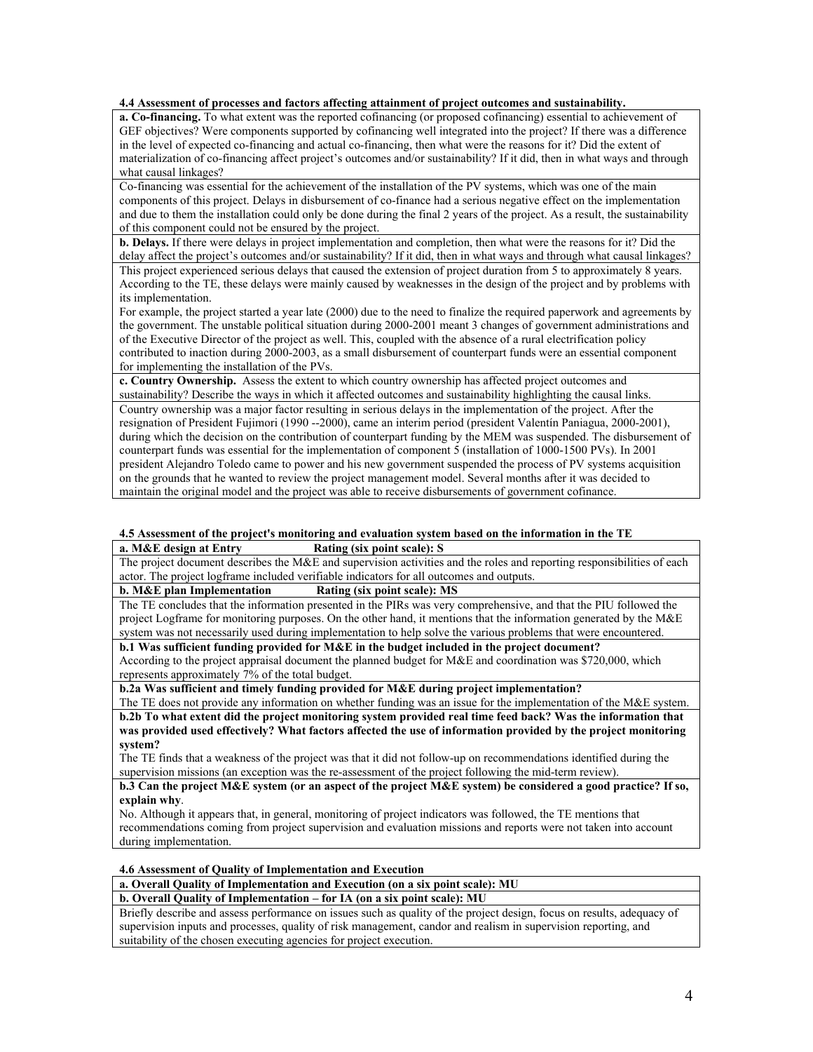**4.4 Assessment of processes and factors affecting attainment of project outcomes and sustainability.**

**a. Co-financing.** To what extent was the reported cofinancing (or proposed cofinancing) essential to achievement of GEF objectives? Were components supported by cofinancing well integrated into the project? If there was a difference in the level of expected co-financing and actual co-financing, then what were the reasons for it? Did the extent of materialization of co-financing affect project's outcomes and/or sustainability? If it did, then in what ways and through what causal linkages?

Co-financing was essential for the achievement of the installation of the PV systems, which was one of the main components of this project. Delays in disbursement of co-finance had a serious negative effect on the implementation and due to them the installation could only be done during the final 2 years of the project. As a result, the sustainability of this component could not be ensured by the project.

**b. Delays.** If there were delays in project implementation and completion, then what were the reasons for it? Did the delay affect the project's outcomes and/or sustainability? If it did, then in what ways and through what causal linkages?

This project experienced serious delays that caused the extension of project duration from 5 to approximately 8 years. According to the TE, these delays were mainly caused by weaknesses in the design of the project and by problems with its implementation.

For example, the project started a year late (2000) due to the need to finalize the required paperwork and agreements by the government. The unstable political situation during 2000-2001 meant 3 changes of government administrations and of the Executive Director of the project as well. This, coupled with the absence of a rural electrification policy contributed to inaction during 2000-2003, as a small disbursement of counterpart funds were an essential component for implementing the installation of the PVs.

**c. Country Ownership.** Assess the extent to which country ownership has affected project outcomes and sustainability? Describe the ways in which it affected outcomes and sustainability highlighting the causal links.

Country ownership was a major factor resulting in serious delays in the implementation of the project. After the resignation of President Fujimori (1990 --2000), came an interim period (president Valentín Paniagua, 2000-2001), during which the decision on the contribution of counterpart funding by the MEM was suspended. The disbursement of counterpart funds was essential for the implementation of component 5 (installation of 1000-1500 PVs). In 2001 president Alejandro Toledo came to power and his new government suspended the process of PV systems acquisition on the grounds that he wanted to review the project management model. Several months after it was decided to maintain the original model and the project was able to receive disbursements of government cofinance.

**4.5 Assessment of the project's monitoring and evaluation system based on the information in the TE**

**a. M&E design at Entry Rating (six point scale): S**

The project document describes the M&E and supervision activities and the roles and reporting responsibilities of each actor. The project logframe included verifiable indicators for all outcomes and outputs.

**b. M&E plan Implementation Rating (six point scale): MS**

The TE concludes that the information presented in the PIRs was very comprehensive, and that the PIU followed the project Logframe for monitoring purposes. On the other hand, it mentions that the information generated by the M&E system was not necessarily used during implementation to help solve the various problems that were encountered.

**b.1 Was sufficient funding provided for M&E in the budget included in the project document?**

According to the project appraisal document the planned budget for M&E and coordination was $720,000, which represents approximately 7% of the total budget.

**b.2a Was sufficient and timely funding provided for M&E during project implementation?**

The TE does not provide any information on whether funding was an issue for the implementation of the M&E system.

**b.2b To what extent did the project monitoring system provided real time feed back? Was the information that was provided used effectively? What factors affected the use of information provided by the project monitoring system?**

The TE finds that a weakness of the project was that it did not follow-up on recommendations identified during the supervision missions (an exception was the re-assessment of the project following the mid-term review).

**b.3 Can the project M&E system (or an aspect of the project M&E system) be considered a good practice? If so, explain why.**

No. Although it appears that, in general, monitoring of project indicators was followed, the TE mentions that recommendations coming from project supervision and evaluation missions and reports were not taken into account during implementation.

**4.6 Assessment of Quality of Implementation and Execution**

**a. Overall Quality of Implementation and Execution (on a six point scale): MU**

**b. Overall Quality of Implementation – for IA (on a six point scale): MU**

Briefly describe and assess performance on issues such as quality of the project design, focus on results, adequacy of supervision inputs and processes, quality of risk management, candor and realism in supervision reporting, and suitability of the chosen executing agencies for project execution.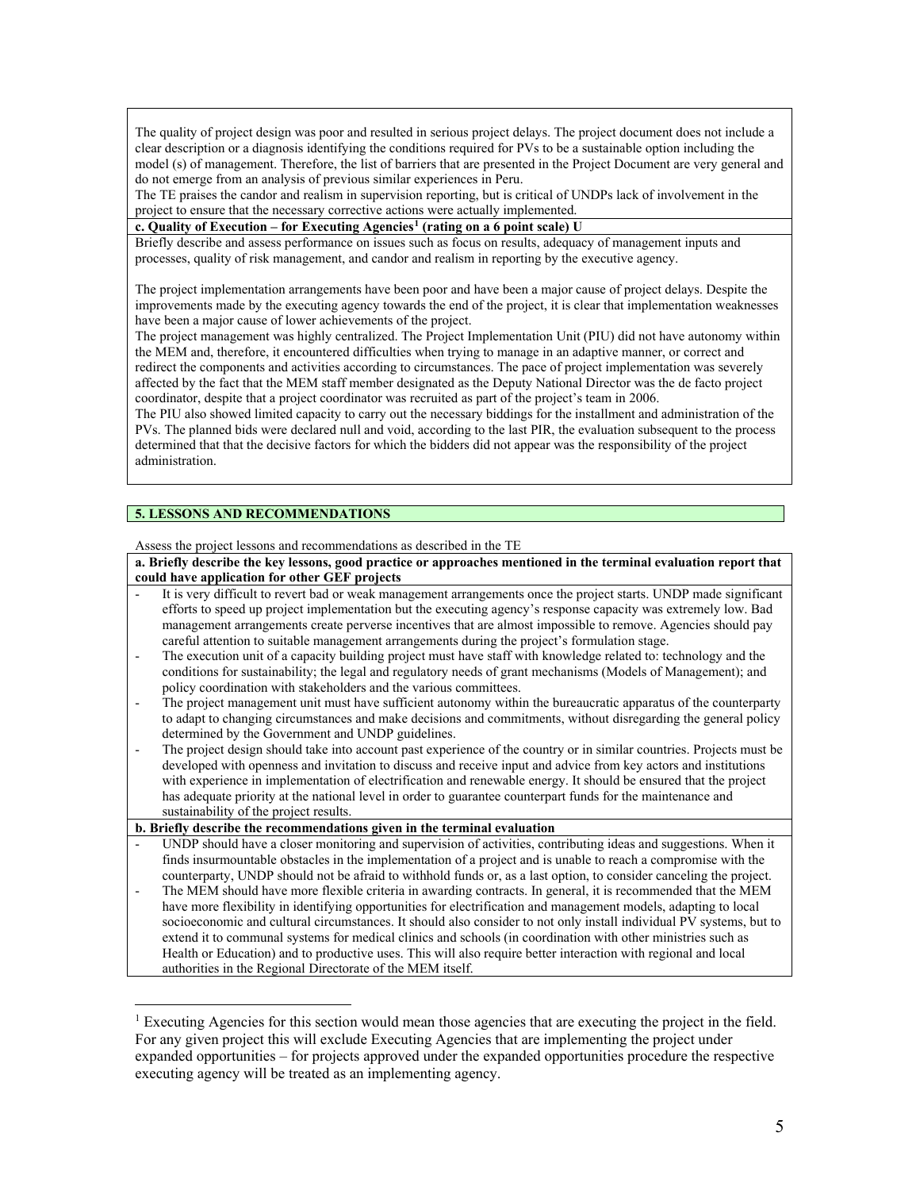The quality of project design was poor and resulted in serious project delays. The project document does not include a clear description or a diagnosis identifying the conditions required for PVs to be a sustainable option including the model (s) of management. Therefore, the list of barriers that are presented in the Project Document are very general and do not emerge from an analysis of previous similar experiences in Peru.
The TE praises the candor and realism in supervision reporting, but is critical of UNDPs lack of involvement in the project to ensure that the necessary corrective actions were actually implemented.

**c. Quality of Execution – for Executing Agencies[1] (rating on a 6 point scale) U**

Briefly describe and assess performance on issues such as focus on results, adequacy of management inputs and processes, quality of risk management, and candor and realism in reporting by the executive agency.

The project implementation arrangements have been poor and have been a major cause of project delays. Despite the improvements made by the executing agency towards the end of the project, it is clear that implementation weaknesses have been a major cause of lower achievements of the project.
The project management was highly centralized. The Project Implementation Unit (PIU) did not have autonomy within the MEM and, therefore, it encountered difficulties when trying to manage in an adaptive manner, or correct and redirect the components and activities according to circumstances. The pace of project implementation was severely affected by the fact that the MEM staff member designated as the Deputy National Director was the de facto project coordinator, despite that a project coordinator was recruited as part of the project's team in 2006.
The PIU also showed limited capacity to carry out the necessary biddings for the installment and administration of the PVs. The planned bids were declared null and void, according to the last PIR, the evaluation subsequent to the process determined that that the decisive factors for which the bidders did not appear was the responsibility of the project administration.

## 5. LESSONS AND RECOMMENDATIONS

Assess the project lessons and recommendations as described in the TE

**a. Briefly describe the key lessons, good practice or approaches mentioned in the terminal evaluation report that could have application for other GEF projects**

- It is very difficult to revert bad or weak management arrangements once the project starts. UNDP made significant efforts to speed up project implementation but the executing agency's response capacity was extremely low. Bad management arrangements create perverse incentives that are almost impossible to remove. Agencies should pay careful attention to suitable management arrangements during the project's formulation stage.
- The execution unit of a capacity building project must have staff with knowledge related to: technology and the conditions for sustainability; the legal and regulatory needs of grant mechanisms (Models of Management); and policy coordination with stakeholders and the various committees.
- The project management unit must have sufficient autonomy within the bureaucratic apparatus of the counterparty to adapt to changing circumstances and make decisions and commitments, without disregarding the general policy determined by the Government and UNDP guidelines.
- The project design should take into account past experience of the country or in similar countries. Projects must be developed with openness and invitation to discuss and receive input and advice from key actors and institutions with experience in implementation of electrification and renewable energy. It should be ensured that the project has adequate priority at the national level in order to guarantee counterpart funds for the maintenance and sustainability of the project results.

**b. Briefly describe the recommendations given in the terminal evaluation**

- UNDP should have a closer monitoring and supervision of activities, contributing ideas and suggestions. When it finds insurmountable obstacles in the implementation of a project and is unable to reach a compromise with the counterparty, UNDP should not be afraid to withhold funds or, as a last option, to consider canceling the project.
- The MEM should have more flexible criteria in awarding contracts. In general, it is recommended that the MEM have more flexibility in identifying opportunities for electrification and management models, adapting to local socioeconomic and cultural circumstances. It should also consider to not only install individual PV systems, but to extend it to communal systems for medical clinics and schools (in coordination with other ministries such as Health or Education) and to productive uses. This will also require better interaction with regional and local authorities in the Regional Directorate of the MEM itself.

[1] Executing Agencies for this section would mean those agencies that are executing the project in the field. For any given project this will exclude Executing Agencies that are implementing the project under expanded opportunities – for projects approved under the expanded opportunities procedure the respective executing agency will be treated as an implementing agency.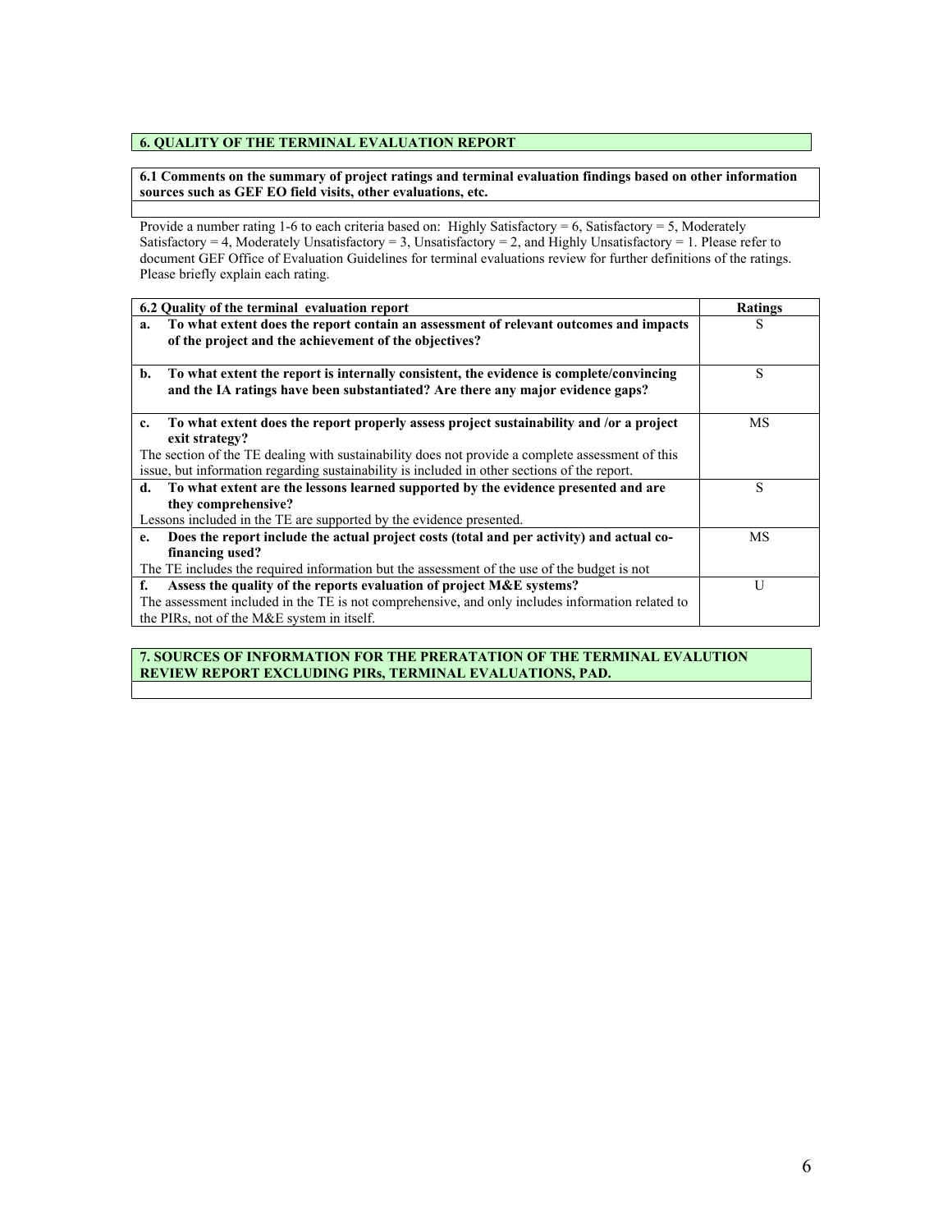**6. QUALITY OF THE TERMINAL EVALUATION REPORT**

**6.1 Comments on the summary of project ratings and terminal evaluation findings based on other information sources such as GEF EO field visits, other evaluations, etc.**

Provide a number rating 1-6 to each criteria based on: Highly Satisfactory = 6, Satisfactory = 5, Moderately Satisfactory = 4, Moderately Unsatisfactory = 3, Unsatisfactory = 2, and Highly Unsatisfactory = 1. Please refer to document GEF Office of Evaluation Guidelines for terminal evaluations review for further definitions of the ratings. Please briefly explain each rating.

| 6.2 Quality of the terminal evaluation report | Ratings |
|---|---|
| **a. To what extent does the report contain an assessment of relevant outcomes and impacts of the project and the achievement of the objectives?** | S |
| **b. To what extent the report is internally consistent, the evidence is complete/convincing and the IA ratings have been substantiated? Are there any major evidence gaps?** | S |
| **c. To what extent does the report properly assess project sustainability and /or a project exit strategy?** The section of the TE dealing with sustainability does not provide a complete assessment of this issue, but information regarding sustainability is included in other sections of the report. | MS |
| **d. To what extent are the lessons learned supported by the evidence presented and are they comprehensive?** Lessons included in the TE are supported by the evidence presented. | S |
| **e. Does the report include the actual project costs (total and per activity) and actual co-financing used?** The TE includes the required information but the assessment of the use of the budget is not | MS |
| **f. Assess the quality of the reports evaluation of project M&E systems?** The assessment included in the TE is not comprehensive, and only includes information related to the PIRs, not of the M&E system in itself. | U |

**7. SOURCES OF INFORMATION FOR THE PRERATATION OF THE TERMINAL EVALUTION REVIEW REPORT EXCLUDING PIRs, TERMINAL EVALUATIONS, PAD.**